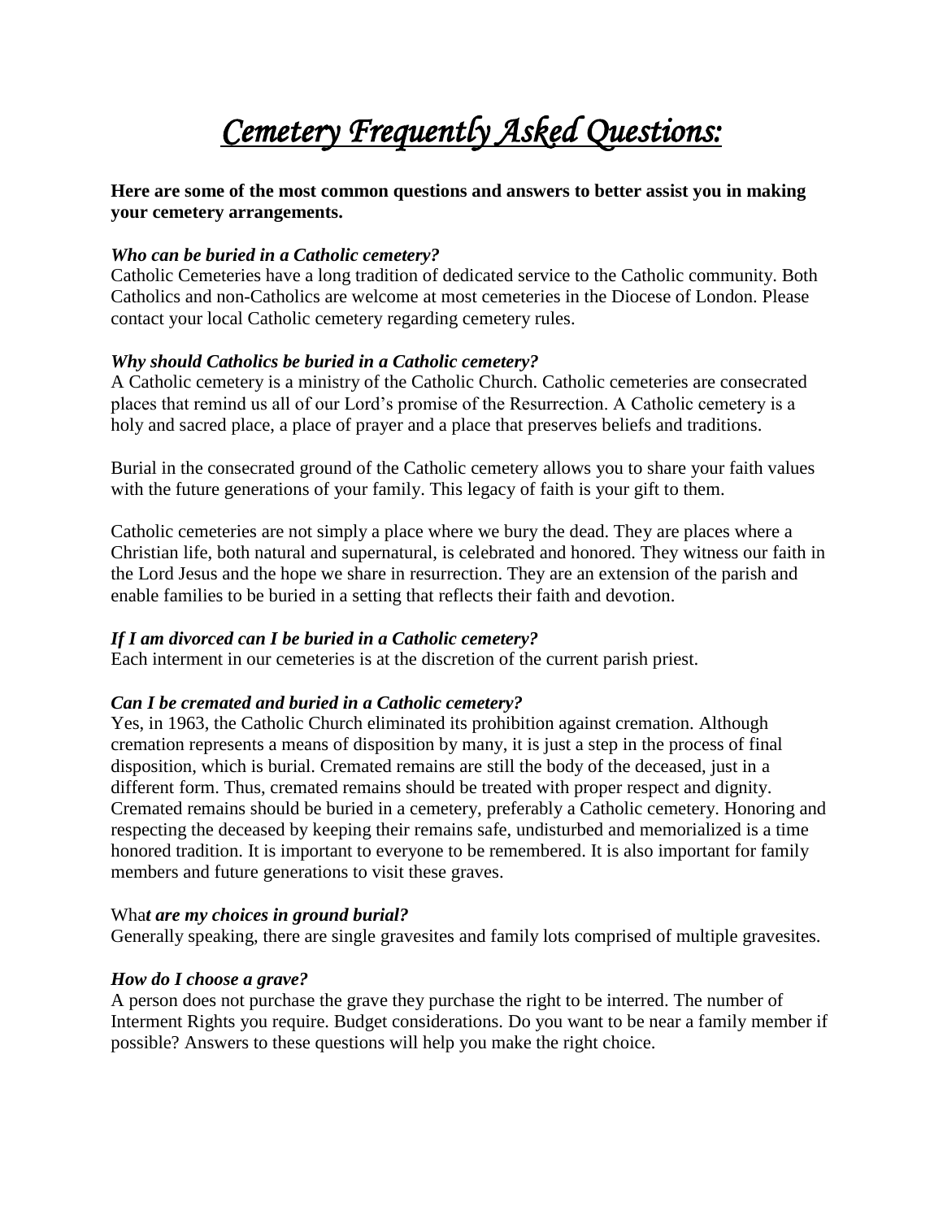# *Cemetery Frequently Asked Questions:*

**Here are some of the most common questions and answers to better assist you in making your cemetery arrangements.**

***Who can be buried in a Catholic cemetery?***

Catholic Cemeteries have a long tradition of dedicated service to the Catholic community. Both Catholics and non-Catholics are welcome at most cemeteries in the Diocese of London. Please contact your local Catholic cemetery regarding cemetery rules.

***Why should Catholics be buried in a Catholic cemetery?***

A Catholic cemetery is a ministry of the Catholic Church. Catholic cemeteries are consecrated places that remind us all of our Lord's promise of the Resurrection. A Catholic cemetery is a holy and sacred place, a place of prayer and a place that preserves beliefs and traditions.

Burial in the consecrated ground of the Catholic cemetery allows you to share your faith values with the future generations of your family. This legacy of faith is your gift to them.

Catholic cemeteries are not simply a place where we bury the dead. They are places where a Christian life, both natural and supernatural, is celebrated and honored. They witness our faith in the Lord Jesus and the hope we share in resurrection. They are an extension of the parish and enable families to be buried in a setting that reflects their faith and devotion.

***If I am divorced can I be buried in a Catholic cemetery?***

Each interment in our cemeteries is at the discretion of the current parish priest.

***Can I be cremated and buried in a Catholic cemetery?***

Yes, in 1963, the Catholic Church eliminated its prohibition against cremation. Although cremation represents a means of disposition by many, it is just a step in the process of final disposition, which is burial. Cremated remains are still the body of the deceased, just in a different form. Thus, cremated remains should be treated with proper respect and dignity. Cremated remains should be buried in a cemetery, preferably a Catholic cemetery. Honoring and respecting the deceased by keeping their remains safe, undisturbed and memorialized is a time honored tradition. It is important to everyone to be remembered. It is also important for family members and future generations to visit these graves.

Wha***t are my choices in ground burial?***

Generally speaking, there are single gravesites and family lots comprised of multiple gravesites.

***How do I choose a grave?***

A person does not purchase the grave they purchase the right to be interred. The number of Interment Rights you require. Budget considerations. Do you want to be near a family member if possible? Answers to these questions will help you make the right choice.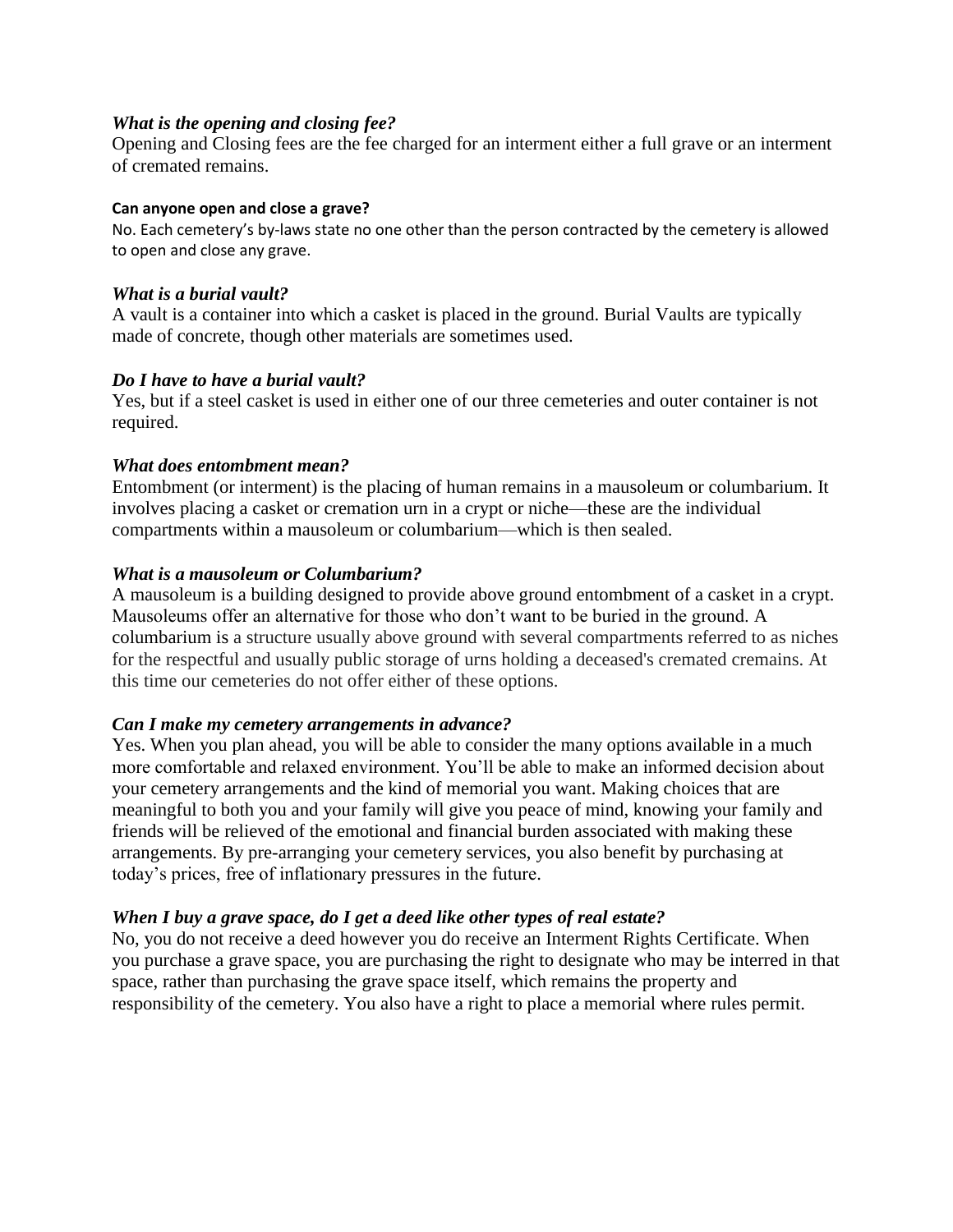***What is the opening and closing fee?***

Opening and Closing fees are the fee charged for an interment either a full grave or an interment of cremated remains.

**Can anyone open and close a grave?**

No. Each cemetery's by-laws state no one other than the person contracted by the cemetery is allowed to open and close any grave.

***What is a burial vault?***

A vault is a container into which a casket is placed in the ground. Burial Vaults are typically made of concrete, though other materials are sometimes used.

***Do I have to have a burial vault?***

Yes, but if a steel casket is used in either one of our three cemeteries and outer container is not required.

***What does entombment mean?***

Entombment (or interment) is the placing of human remains in a mausoleum or columbarium. It involves placing a casket or cremation urn in a crypt or niche—these are the individual compartments within a mausoleum or columbarium—which is then sealed.

***What is a mausoleum or Columbarium?***

A mausoleum is a building designed to provide above ground entombment of a casket in a crypt. Mausoleums offer an alternative for those who don't want to be buried in the ground. A columbarium is a structure usually above ground with several compartments referred to as niches for the respectful and usually public storage of urns holding a deceased's cremated cremains. At this time our cemeteries do not offer either of these options.

***Can I make my cemetery arrangements in advance?***

Yes. When you plan ahead, you will be able to consider the many options available in a much more comfortable and relaxed environment. You'll be able to make an informed decision about your cemetery arrangements and the kind of memorial you want. Making choices that are meaningful to both you and your family will give you peace of mind, knowing your family and friends will be relieved of the emotional and financial burden associated with making these arrangements. By pre-arranging your cemetery services, you also benefit by purchasing at today's prices, free of inflationary pressures in the future.

***When I buy a grave space, do I get a deed like other types of real estate?***

No, you do not receive a deed however you do receive an Interment Rights Certificate. When you purchase a grave space, you are purchasing the right to designate who may be interred in that space, rather than purchasing the grave space itself, which remains the property and responsibility of the cemetery. You also have a right to place a memorial where rules permit.